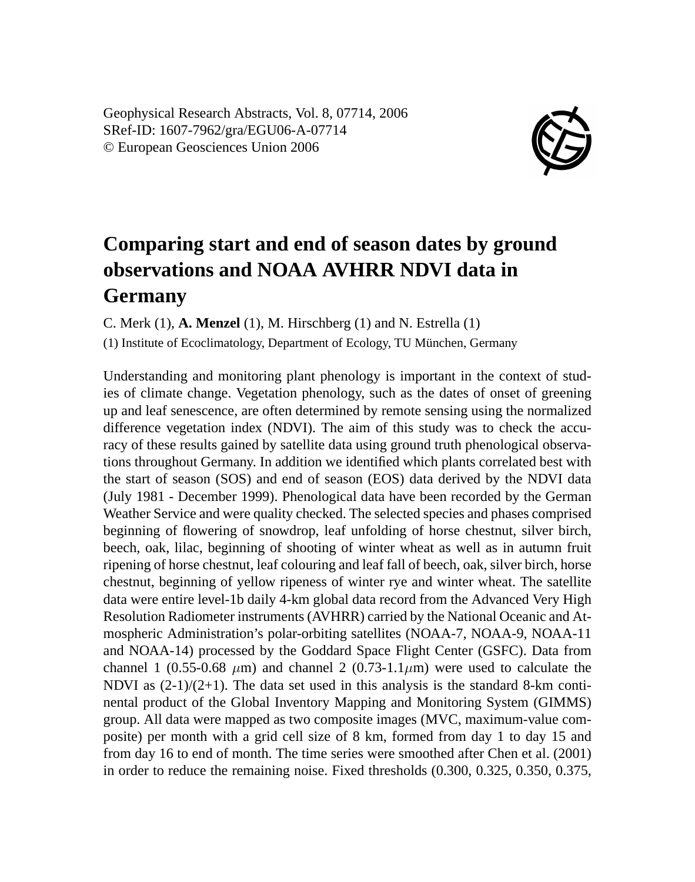# Comparing start and end of season dates by ground observations and NOAA AVHRR NDVI data in Germany

C. Merk (1), **A. Menzel** (1), M. Hirschberg (1) and N. Estrella (1)

(1) Institute of Ecoclimatology, Department of Ecology, TU München, Germany

Understanding and monitoring plant phenology is important in the context of studies of climate change. Vegetation phenology, such as the dates of onset of greening up and leaf senescence, are often determined by remote sensing using the normalized difference vegetation index (NDVI). The aim of this study was to check the accuracy of these results gained by satellite data using ground truth phenological observations throughout Germany. In addition we identified which plants correlated best with the start of season (SOS) and end of season (EOS) data derived by the NDVI data (July 1981 - December 1999). Phenological data have been recorded by the German Weather Service and were quality checked. The selected species and phases comprised beginning of flowering of snowdrop, leaf unfolding of horse chestnut, silver birch, beech, oak, lilac, beginning of shooting of winter wheat as well as in autumn fruit ripening of horse chestnut, leaf colouring and leaf fall of beech, oak, silver birch, horse chestnut, beginning of yellow ripeness of winter rye and winter wheat. The satellite data were entire level-1b daily 4-km global data record from the Advanced Very High Resolution Radiometer instruments (AVHRR) carried by the National Oceanic and Atmospheric Administration's polar-orbiting satellites (NOAA-7, NOAA-9, NOAA-11 and NOAA-14) processed by the Goddard Space Flight Center (GSFC). Data from channel 1 (0.55-0.68 $\mu$m) and channel 2 (0.73-1.1$\mu$m) were used to calculate the NDVI as (2-1)/(2+1). The data set used in this analysis is the standard 8-km continental product of the Global Inventory Mapping and Monitoring System (GIMMS) group. All data were mapped as two composite images (MVC, maximum-value composite) per month with a grid cell size of 8 km, formed from day 1 to day 15 and from day 16 to end of month. The time series were smoothed after Chen et al. (2001) in order to reduce the remaining noise. Fixed thresholds (0.300, 0.325, 0.350, 0.375,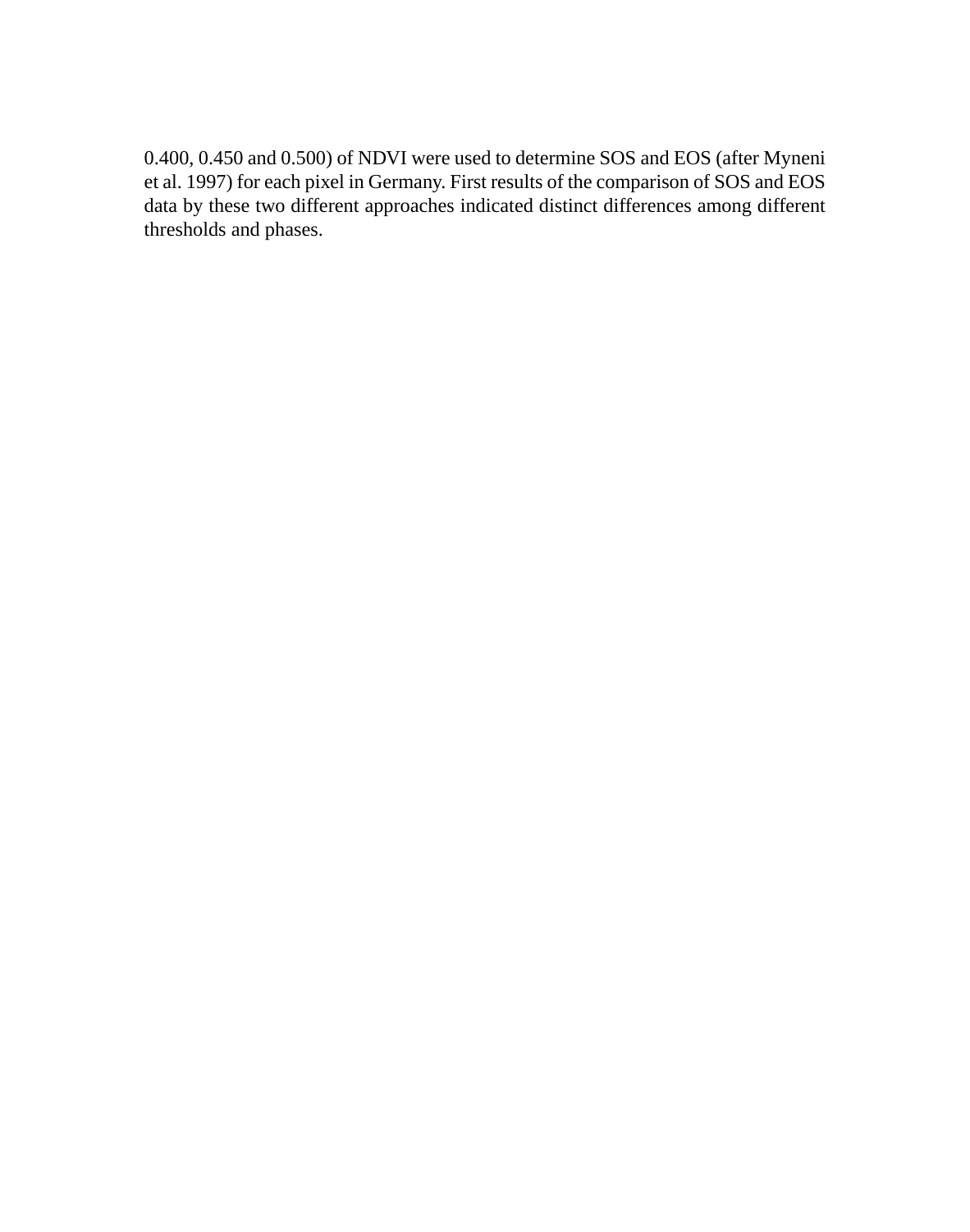0.400, 0.450 and 0.500) of NDVI were used to determine SOS and EOS (after Myneni et al. 1997) for each pixel in Germany. First results of the comparison of SOS and EOS data by these two different approaches indicated distinct differences among different thresholds and phases.